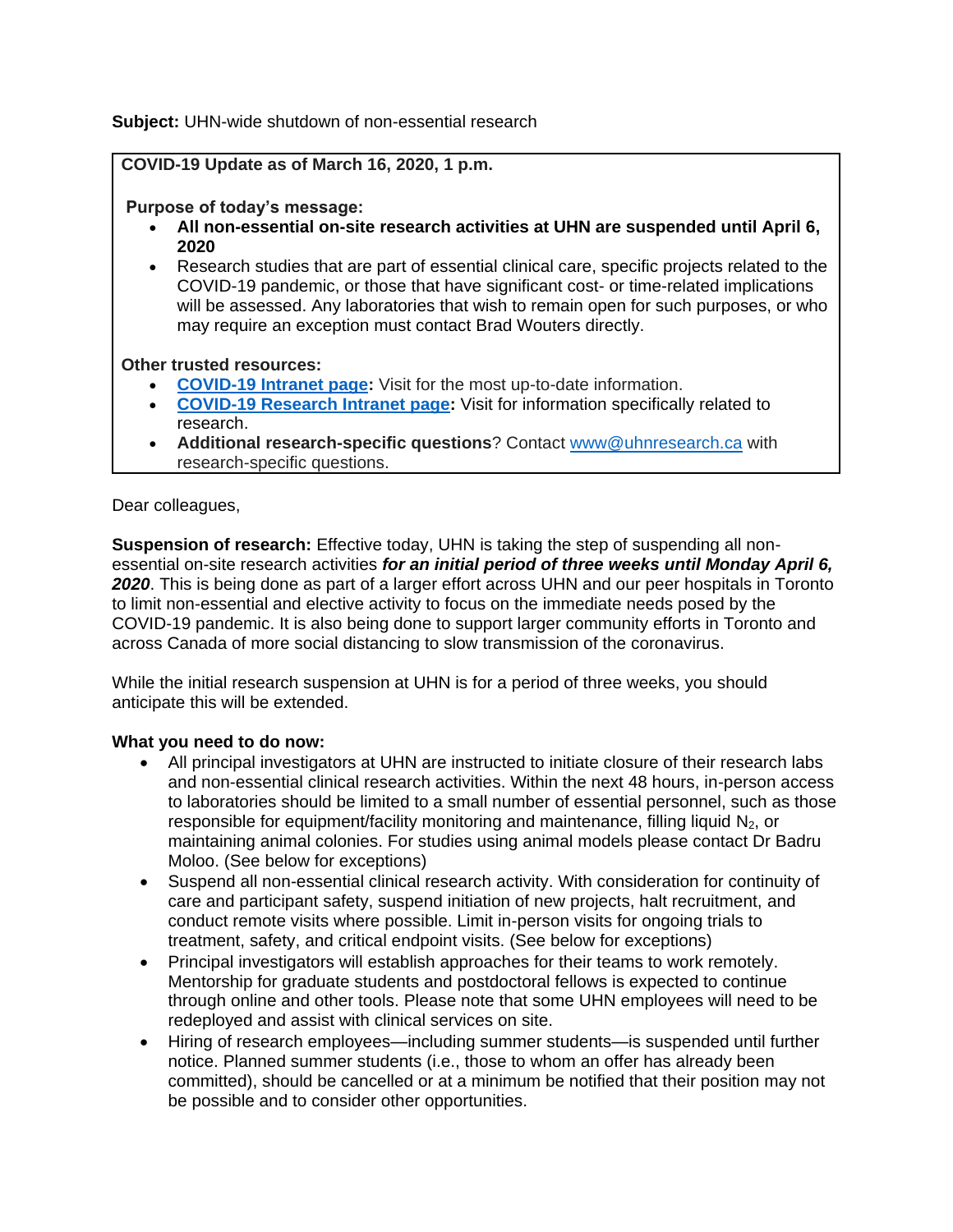**Subject:** UHN-wide shutdown of non-essential research

**COVID-19 Update as of March 16, 2020, 1 p.m.**

**Purpose of today's message:**

- **All non-essential on-site research activities at UHN are suspended until April 6, 2020**
- Research studies that are part of essential clinical care, specific projects related to the COVID-19 pandemic, or those that have significant cost- or time-related implications will be assessed. Any laboratories that wish to remain open for such purposes, or who may require an exception must contact Brad Wouters directly.

**Other trusted resources:**

- **COVID-19 Intranet page:** Visit for the most up-to-date information.
- **COVID-19 Research Intranet page:** Visit for information specifically related to research.
- **Additional research-specific questions**? Contact www@uhnresearch.ca with research-specific questions.

Dear colleagues,

**Suspension of research:** Effective today, UHN is taking the step of suspending all non-essential on-site research activities ***for an initial period of three weeks until Monday April 6, 2020***. This is being done as part of a larger effort across UHN and our peer hospitals in Toronto to limit non-essential and elective activity to focus on the immediate needs posed by the COVID-19 pandemic. It is also being done to support larger community efforts in Toronto and across Canada of more social distancing to slow transmission of the coronavirus.

While the initial research suspension at UHN is for a period of three weeks, you should anticipate this will be extended.

**What you need to do now:**

- All principal investigators at UHN are instructed to initiate closure of their research labs and non-essential clinical research activities. Within the next 48 hours, in-person access to laboratories should be limited to a small number of essential personnel, such as those responsible for equipment/facility monitoring and maintenance, filling liquid $N_2$, or maintaining animal colonies. For studies using animal models please contact Dr Badru Moloo. (See below for exceptions)
- Suspend all non-essential clinical research activity. With consideration for continuity of care and participant safety, suspend initiation of new projects, halt recruitment, and conduct remote visits where possible. Limit in-person visits for ongoing trials to treatment, safety, and critical endpoint visits. (See below for exceptions)
- Principal investigators will establish approaches for their teams to work remotely. Mentorship for graduate students and postdoctoral fellows is expected to continue through online and other tools. Please note that some UHN employees will need to be redeployed and assist with clinical services on site.
- Hiring of research employees—including summer students—is suspended until further notice. Planned summer students (i.e., those to whom an offer has already been committed), should be cancelled or at a minimum be notified that their position may not be possible and to consider other opportunities.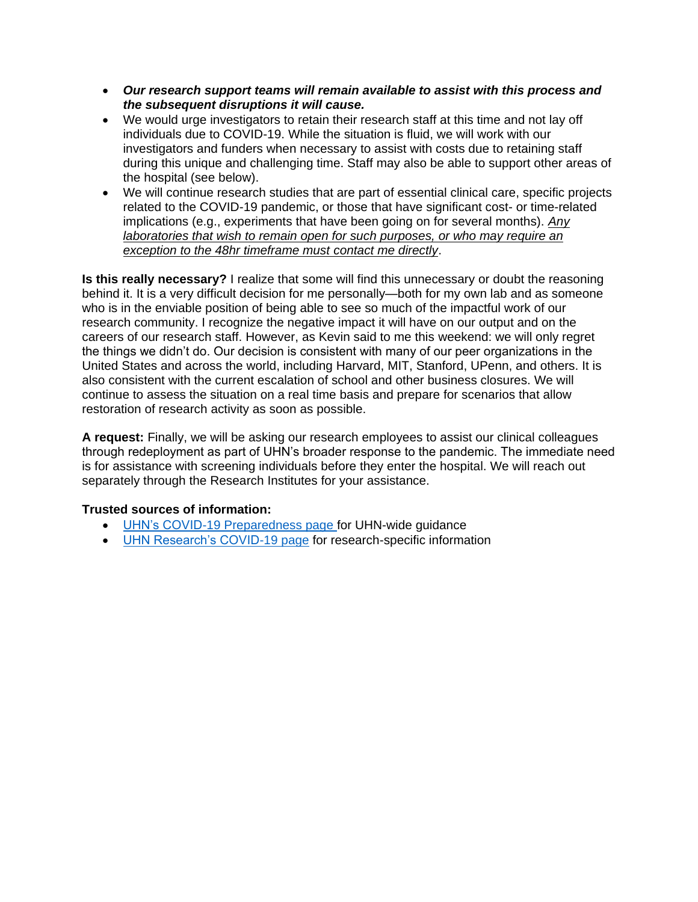- ***Our research support teams will remain available to assist with this process and the subsequent disruptions it will cause.***
- We would urge investigators to retain their research staff at this time and not lay off individuals due to COVID-19. While the situation is fluid, we will work with our investigators and funders when necessary to assist with costs due to retaining staff during this unique and challenging time. Staff may also be able to support other areas of the hospital (see below).
- We will continue research studies that are part of essential clinical care, specific projects related to the COVID-19 pandemic, or those that have significant cost- or time-related implications (e.g., experiments that have been going on for several months). <u>*Any laboratories that wish to remain open for such purposes, or who may require an exception to the 48hr timeframe must contact me directly*</u>.

**Is this really necessary?** I realize that some will find this unnecessary or doubt the reasoning behind it. It is a very difficult decision for me personally—both for my own lab and as someone who is in the enviable position of being able to see so much of the impactful work of our research community. I recognize the negative impact it will have on our output and on the careers of our research staff. However, as Kevin said to me this weekend: we will only regret the things we didn't do. Our decision is consistent with many of our peer organizations in the United States and across the world, including Harvard, MIT, Stanford, UPenn, and others. It is also consistent with the current escalation of school and other business closures. We will continue to assess the situation on a real time basis and prepare for scenarios that allow restoration of research activity as soon as possible.

**A request:** Finally, we will be asking our research employees to assist our clinical colleagues through redeployment as part of UHN's broader response to the pandemic. The immediate need is for assistance with screening individuals before they enter the hospital. We will reach out separately through the Research Institutes for your assistance.

**Trusted sources of information:**

- UHN's COVID-19 Preparedness page for UHN-wide guidance
- UHN Research's COVID-19 page for research-specific information